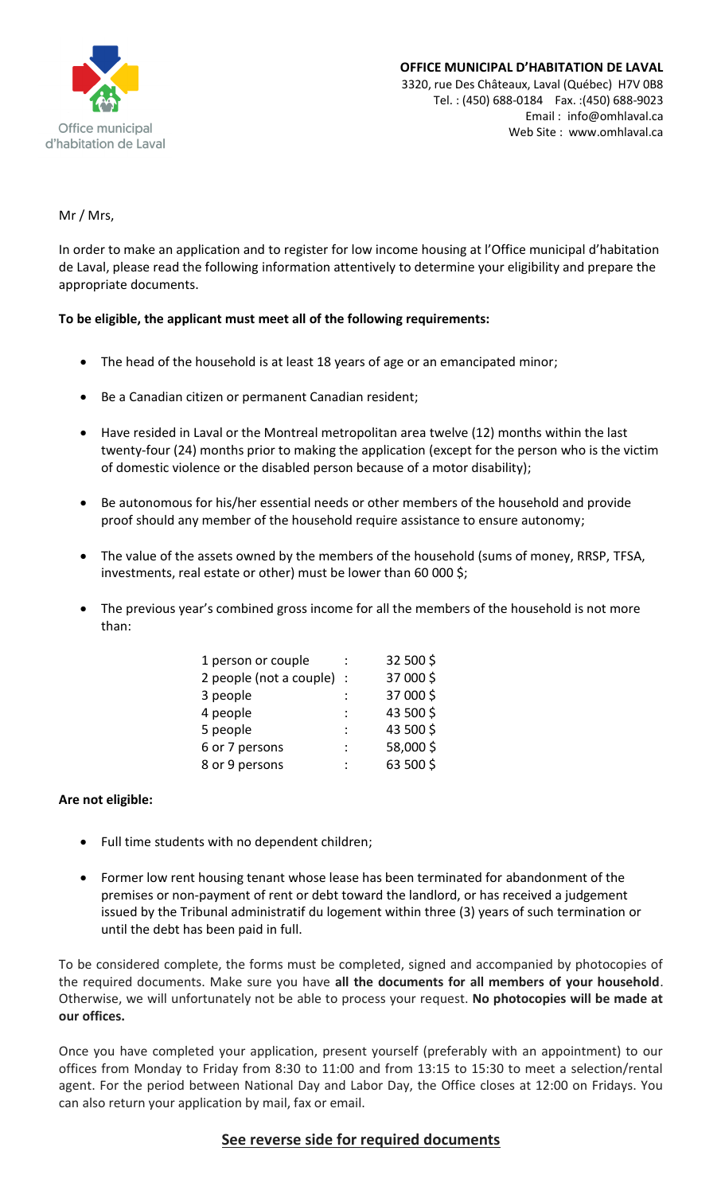Office municipal d'habitation de Laval

**OFFICE MUNICIPAL D'HABITATION DE LAVAL**
3320, rue Des Châteaux, Laval (Québec) H7V 0B8
Tel. : (450) 688-0184 Fax. :(450) 688-9023
Email : info@omhlaval.ca
Web Site : www.omhlaval.ca

Mr / Mrs,

In order to make an application and to register for low income housing at l'Office municipal d'habitation de Laval, please read the following information attentively to determine your eligibility and prepare the appropriate documents.

**To be eligible, the applicant must meet all of the following requirements:**

- The head of the household is at least 18 years of age or an emancipated minor;
- Be a Canadian citizen or permanent Canadian resident;
- Have resided in Laval or the Montreal metropolitan area twelve (12) months within the last twenty-four (24) months prior to making the application (except for the person who is the victim of domestic violence or the disabled person because of a motor disability);
- Be autonomous for his/her essential needs or other members of the household and provide proof should any member of the household require assistance to ensure autonomy;
- The value of the assets owned by the members of the household (sums of money, RRSP, TFSA, investments, real estate or other) must be lower than 60 000 $;
- The previous year's combined gross income for all the members of the household is not more than:

| | | |
|---|---|---|
| 1 person or couple | : | 32 500 $ |
| 2 people (not a couple) | : | 37 000 $ |
| 3 people | : | 37 000 $ |
| 4 people | : | 43 500 $ |
| 5 people | : | 43 500 $ |
| 6 or 7 persons | : | 58,000 $ |
| 8 or 9 persons | : | 63 500 $ |

**Are not eligible:**

- Full time students with no dependent children;
- Former low rent housing tenant whose lease has been terminated for abandonment of the premises or non-payment of rent or debt toward the landlord, or has received a judgement issued by the Tribunal administratif du logement within three (3) years of such termination or until the debt has been paid in full.

To be considered complete, the forms must be completed, signed and accompanied by photocopies of the required documents. Make sure you have **all the documents for all members of your household**. Otherwise, we will unfortunately not be able to process your request. **No photocopies will be made at our offices.**

Once you have completed your application, present yourself (preferably with an appointment) to our offices from Monday to Friday from 8:30 to 11:00 and from 13:15 to 15:30 to meet a selection/rental agent. For the period between National Day and Labor Day, the Office closes at 12:00 on Fridays. You can also return your application by mail, fax or email.

**See reverse side for required documents**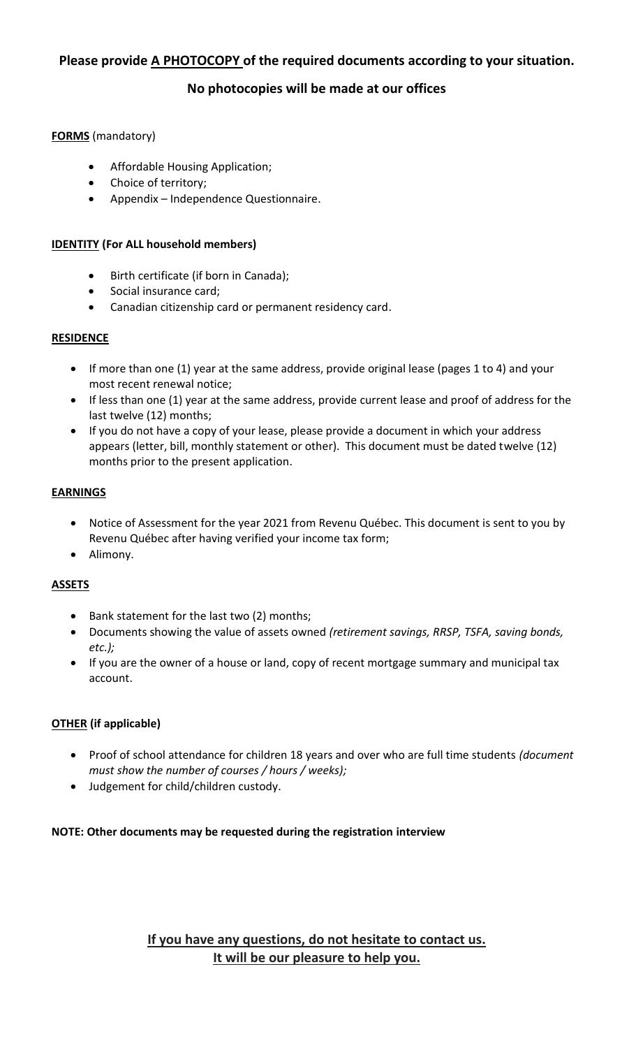**Please provide A PHOTOCOPY of the required documents according to your situation.**

**No photocopies will be made at our offices**

**FORMS** (mandatory)

- Affordable Housing Application;
- Choice of territory;
- Appendix – Independence Questionnaire.

**IDENTITY (For ALL household members)**

- Birth certificate (if born in Canada);
- Social insurance card;
- Canadian citizenship card or permanent residency card.

**RESIDENCE**

- If more than one (1) year at the same address, provide original lease (pages 1 to 4) and your most recent renewal notice;
- If less than one (1) year at the same address, provide current lease and proof of address for the last twelve (12) months;
- If you do not have a copy of your lease, please provide a document in which your address appears (letter, bill, monthly statement or other). This document must be dated twelve (12) months prior to the present application.

**EARNINGS**

- Notice of Assessment for the year 2021 from Revenu Québec. This document is sent to you by Revenu Québec after having verified your income tax form;
- Alimony.

**ASSETS**

- Bank statement for the last two (2) months;
- Documents showing the value of assets owned *(retirement savings, RRSP, TSFA, saving bonds, etc.);*
- If you are the owner of a house or land, copy of recent mortgage summary and municipal tax account.

**OTHER (if applicable)**

- Proof of school attendance for children 18 years and over who are full time students *(document must show the number of courses / hours / weeks);*
- Judgement for child/children custody.

**NOTE: Other documents may be requested during the registration interview**

**If you have any questions, do not hesitate to contact us.**
**It will be our pleasure to help you.**